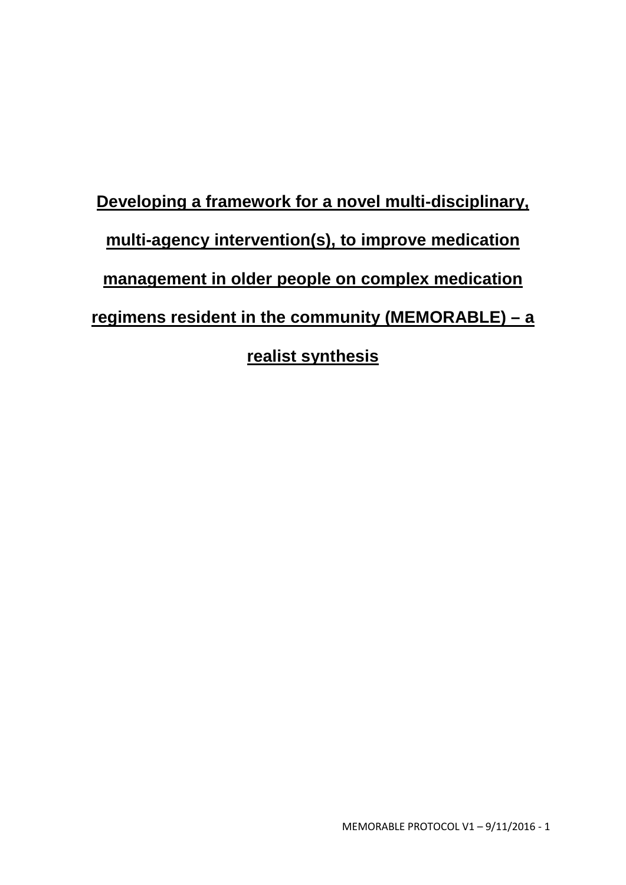# Developing a framework for a novel multi-disciplinary, multi-agency intervention(s), to improve medication management in older people on complex medication regimens resident in the community (MEMORABLE) – a realist synthesis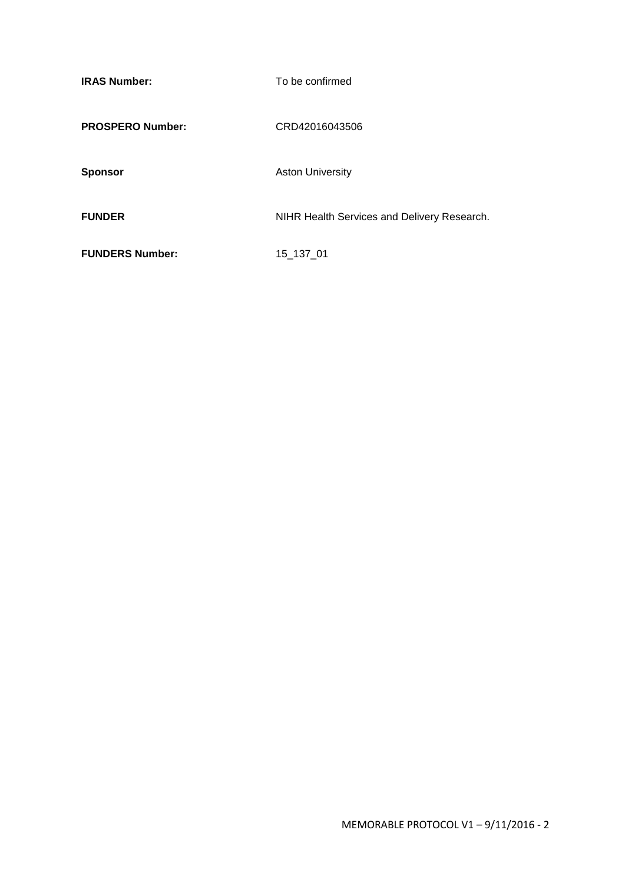| | |
|---|---|
| **IRAS Number:** | To be confirmed |
| **PROSPERO Number:** | CRD42016043506 |
| **Sponsor** | Aston University |
| **FUNDER** | NIHR Health Services and Delivery Research. |
| **FUNDERS Number:** | 15_137_01 |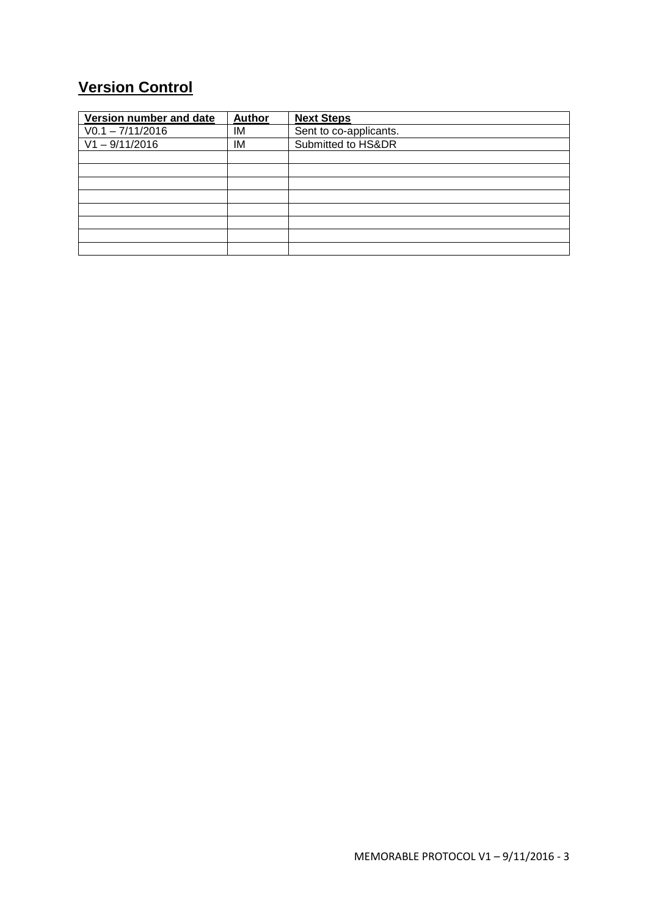## Version Control

| Version number and date | Author | Next Steps |
| --- | --- | --- |
| V0.1 – 7/11/2016 | IM | Sent to co-applicants. |
| V1 – 9/11/2016 | IM | Submitted to HS&DR |
| | | |
| | | |
| | | |
| | | |
| | | |
| | | |
| | | |
| | | |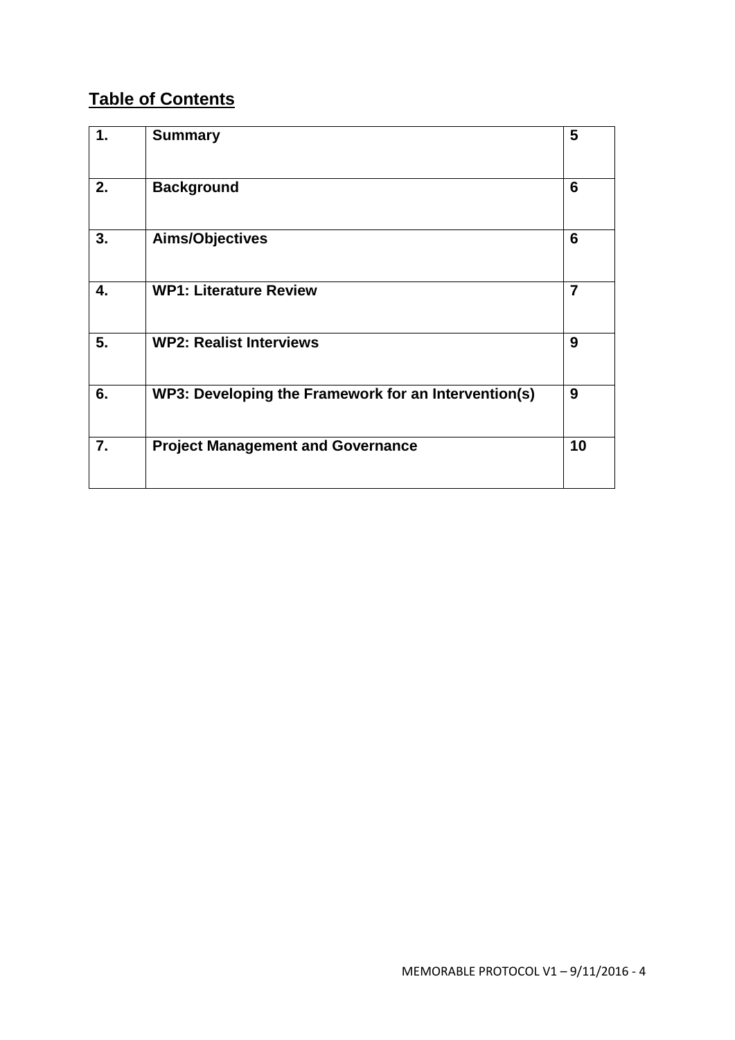## Table of Contents

| 1. | Summary | 5 |
|---|---|---|
| 2. | Background | 6 |
| 3. | Aims/Objectives | 6 |
| 4. | WP1: Literature Review | 7 |
| 5. | WP2: Realist Interviews | 9 |
| 6. | WP3: Developing the Framework for an Intervention(s) | 9 |
| 7. | Project Management and Governance | 10 |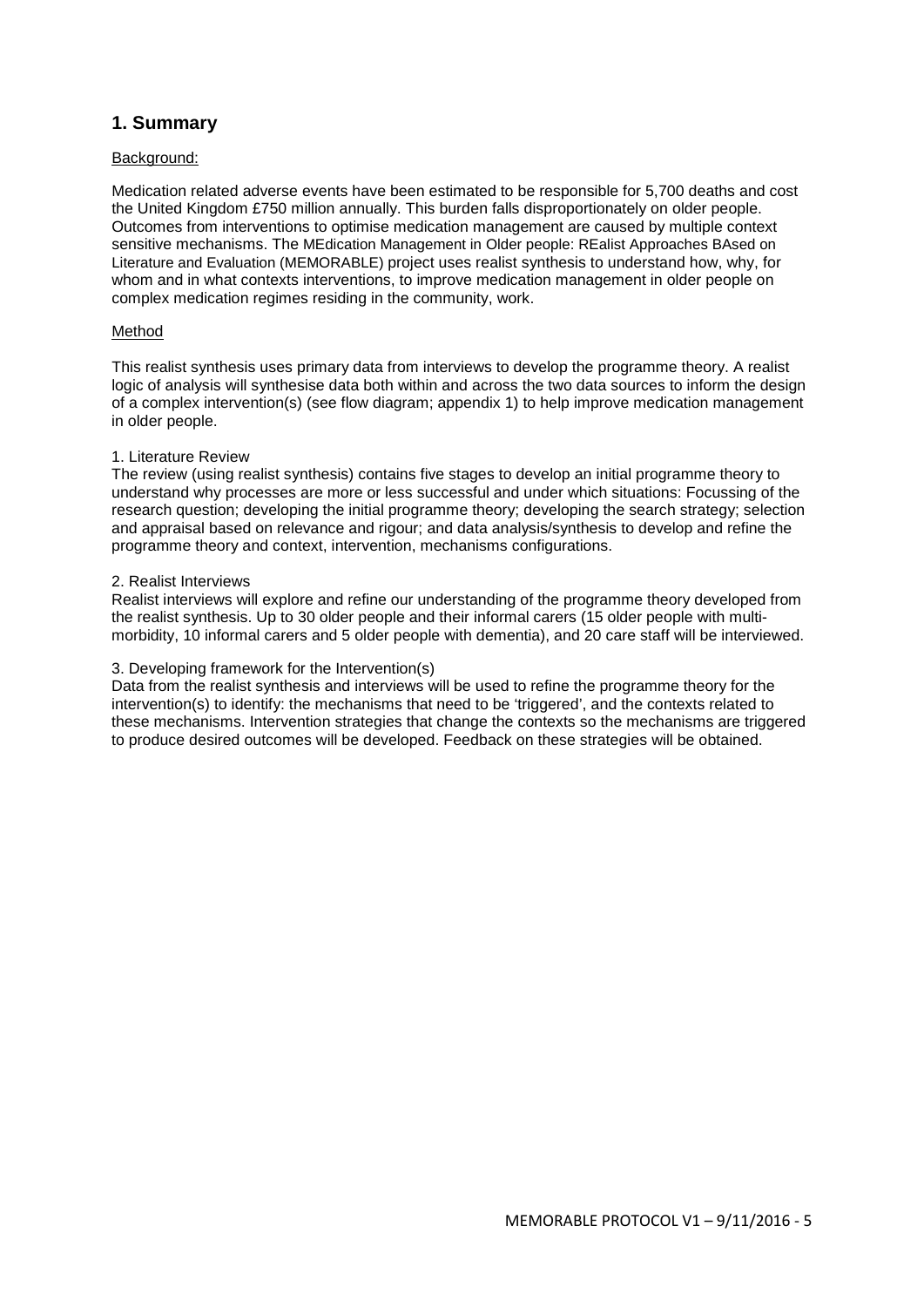## 1. Summary

Background:

Medication related adverse events have been estimated to be responsible for 5,700 deaths and cost the United Kingdom £750 million annually. This burden falls disproportionately on older people. Outcomes from interventions to optimise medication management are caused by multiple context sensitive mechanisms. The MEdication Management in Older people: REalist Approaches BAsed on Literature and Evaluation (MEMORABLE) project uses realist synthesis to understand how, why, for whom and in what contexts interventions, to improve medication management in older people on complex medication regimes residing in the community, work.

Method

This realist synthesis uses primary data from interviews to develop the programme theory. A realist logic of analysis will synthesise data both within and across the two data sources to inform the design of a complex intervention(s) (see flow diagram; appendix 1) to help improve medication management in older people.

1. Literature Review
The review (using realist synthesis) contains five stages to develop an initial programme theory to understand why processes are more or less successful and under which situations: Focussing of the research question; developing the initial programme theory; developing the search strategy; selection and appraisal based on relevance and rigour; and data analysis/synthesis to develop and refine the programme theory and context, intervention, mechanisms configurations.

2. Realist Interviews
Realist interviews will explore and refine our understanding of the programme theory developed from the realist synthesis. Up to 30 older people and their informal carers (15 older people with multi-morbidity, 10 informal carers and 5 older people with dementia), and 20 care staff will be interviewed.

3. Developing framework for the Intervention(s)
Data from the realist synthesis and interviews will be used to refine the programme theory for the intervention(s) to identify: the mechanisms that need to be 'triggered', and the contexts related to these mechanisms. Intervention strategies that change the contexts so the mechanisms are triggered to produce desired outcomes will be developed. Feedback on these strategies will be obtained.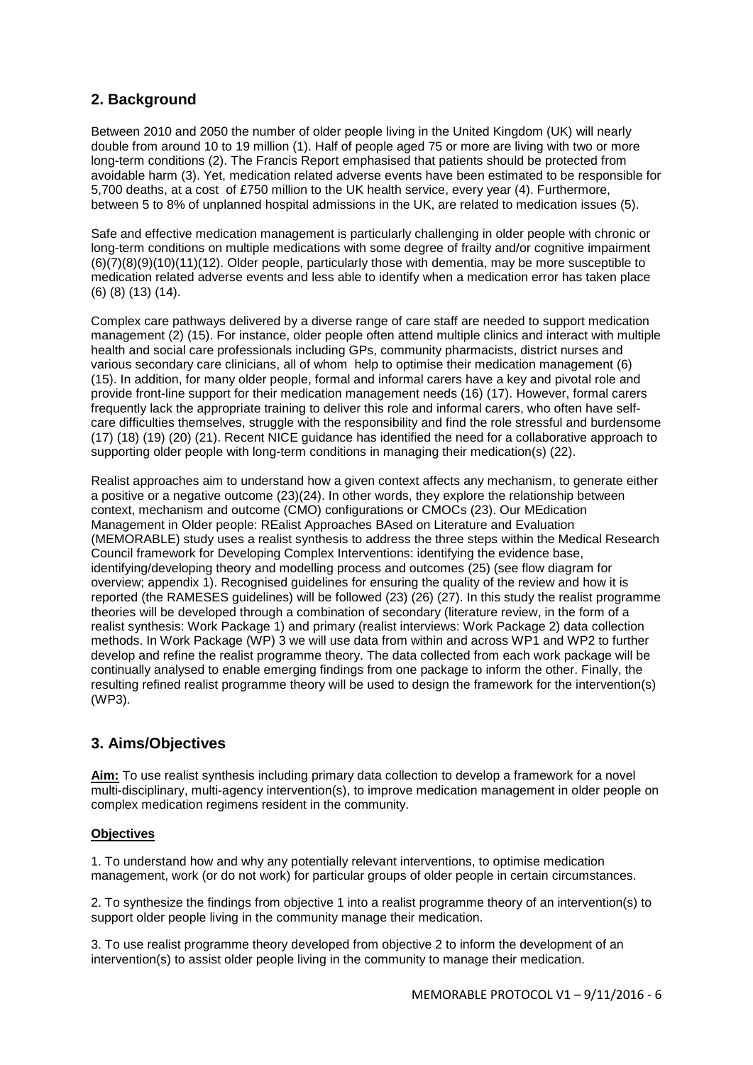## 2. Background

Between 2010 and 2050 the number of older people living in the United Kingdom (UK) will nearly double from around 10 to 19 million (1). Half of people aged 75 or more are living with two or more long-term conditions (2). The Francis Report emphasised that patients should be protected from avoidable harm (3). Yet, medication related adverse events have been estimated to be responsible for 5,700 deaths, at a cost of £750 million to the UK health service, every year (4). Furthermore, between 5 to 8% of unplanned hospital admissions in the UK, are related to medication issues (5).

Safe and effective medication management is particularly challenging in older people with chronic or long-term conditions on multiple medications with some degree of frailty and/or cognitive impairment (6)(7)(8)(9)(10)(11)(12). Older people, particularly those with dementia, may be more susceptible to medication related adverse events and less able to identify when a medication error has taken place (6) (8) (13) (14).

Complex care pathways delivered by a diverse range of care staff are needed to support medication management (2) (15). For instance, older people often attend multiple clinics and interact with multiple health and social care professionals including GPs, community pharmacists, district nurses and various secondary care clinicians, all of whom help to optimise their medication management (6) (15). In addition, for many older people, formal and informal carers have a key and pivotal role and provide front-line support for their medication management needs (16) (17). However, formal carers frequently lack the appropriate training to deliver this role and informal carers, who often have self-care difficulties themselves, struggle with the responsibility and find the role stressful and burdensome (17) (18) (19) (20) (21). Recent NICE guidance has identified the need for a collaborative approach to supporting older people with long-term conditions in managing their medication(s) (22).

Realist approaches aim to understand how a given context affects any mechanism, to generate either a positive or a negative outcome (23)(24). In other words, they explore the relationship between context, mechanism and outcome (CMO) configurations or CMOCs (23). Our MEdication Management in Older people: REalist Approaches BAsed on Literature and Evaluation (MEMORABLE) study uses a realist synthesis to address the three steps within the Medical Research Council framework for Developing Complex Interventions: identifying the evidence base, identifying/developing theory and modelling process and outcomes (25) (see flow diagram for overview; appendix 1). Recognised guidelines for ensuring the quality of the review and how it is reported (the RAMESES guidelines) will be followed (23) (26) (27). In this study the realist programme theories will be developed through a combination of secondary (literature review, in the form of a realist synthesis: Work Package 1) and primary (realist interviews: Work Package 2) data collection methods. In Work Package (WP) 3 we will use data from within and across WP1 and WP2 to further develop and refine the realist programme theory. The data collected from each work package will be continually analysed to enable emerging findings from one package to inform the other. Finally, the resulting refined realist programme theory will be used to design the framework for the intervention(s) (WP3).

## 3. Aims/Objectives

**Aim:** To use realist synthesis including primary data collection to develop a framework for a novel multi-disciplinary, multi-agency intervention(s), to improve medication management in older people on complex medication regimens resident in the community.

**Objectives**

1. To understand how and why any potentially relevant interventions, to optimise medication management, work (or do not work) for particular groups of older people in certain circumstances.

2. To synthesize the findings from objective 1 into a realist programme theory of an intervention(s) to support older people living in the community manage their medication.

3. To use realist programme theory developed from objective 2 to inform the development of an intervention(s) to assist older people living in the community to manage their medication.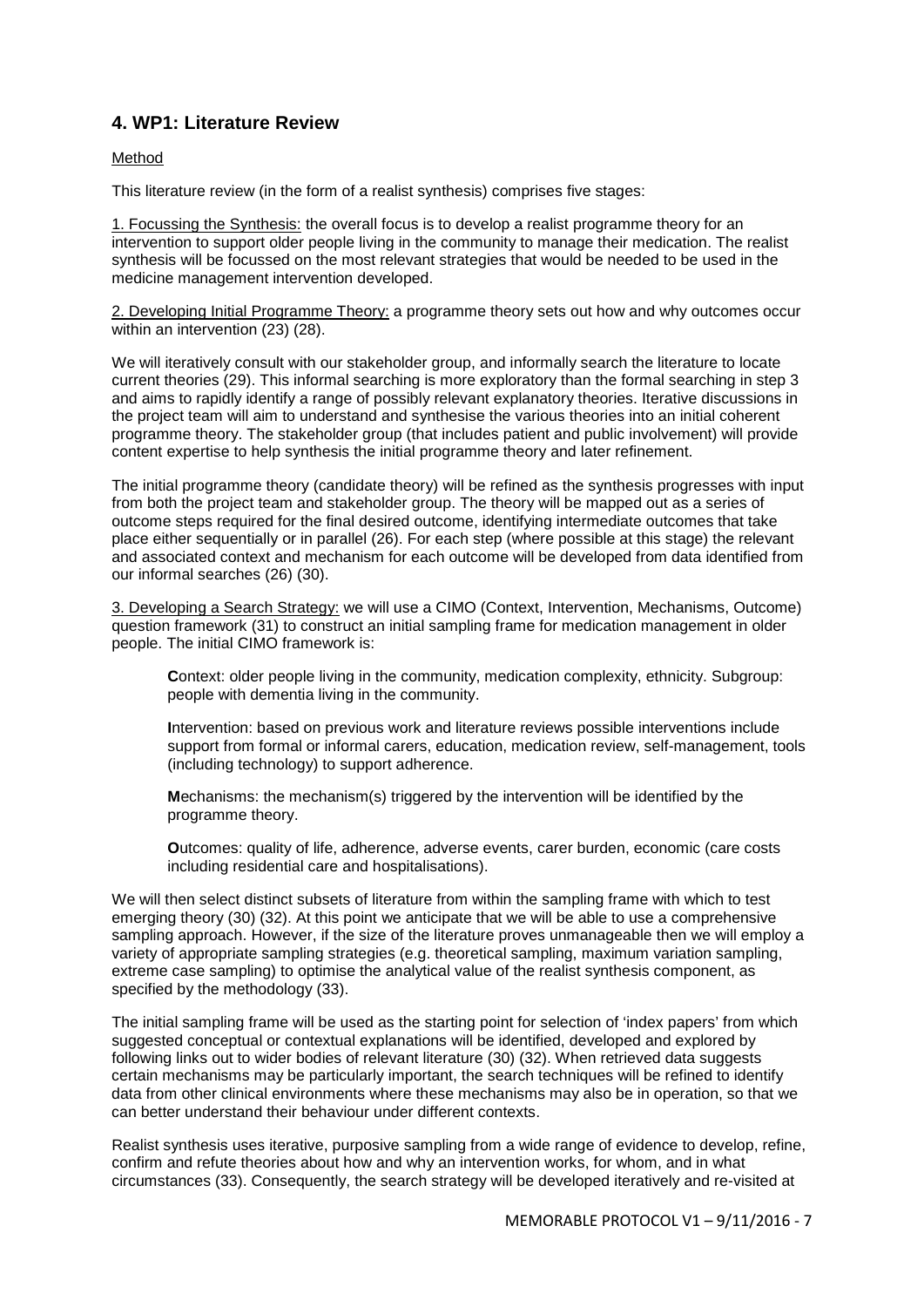## 4. WP1: Literature Review

Method

This literature review (in the form of a realist synthesis) comprises five stages:

1. Focussing the Synthesis: the overall focus is to develop a realist programme theory for an intervention to support older people living in the community to manage their medication. The realist synthesis will be focussed on the most relevant strategies that would be needed to be used in the medicine management intervention developed.

2. Developing Initial Programme Theory: a programme theory sets out how and why outcomes occur within an intervention (23) (28).

We will iteratively consult with our stakeholder group, and informally search the literature to locate current theories (29). This informal searching is more exploratory than the formal searching in step 3 and aims to rapidly identify a range of possibly relevant explanatory theories. Iterative discussions in the project team will aim to understand and synthesise the various theories into an initial coherent programme theory. The stakeholder group (that includes patient and public involvement) will provide content expertise to help synthesis the initial programme theory and later refinement.

The initial programme theory (candidate theory) will be refined as the synthesis progresses with input from both the project team and stakeholder group. The theory will be mapped out as a series of outcome steps required for the final desired outcome, identifying intermediate outcomes that take place either sequentially or in parallel (26). For each step (where possible at this stage) the relevant and associated context and mechanism for each outcome will be developed from data identified from our informal searches (26) (30).

3. Developing a Search Strategy: we will use a CIMO (Context, Intervention, Mechanisms, Outcome) question framework (31) to construct an initial sampling frame for medication management in older people. The initial CIMO framework is:

> **C**ontext: older people living in the community, medication complexity, ethnicity. Subgroup: people with dementia living in the community.
>
> **I**ntervention: based on previous work and literature reviews possible interventions include support from formal or informal carers, education, medication review, self-management, tools (including technology) to support adherence.
>
> **M**echanisms: the mechanism(s) triggered by the intervention will be identified by the programme theory.
>
> **O**utcomes: quality of life, adherence, adverse events, carer burden, economic (care costs including residential care and hospitalisations).

We will then select distinct subsets of literature from within the sampling frame with which to test emerging theory (30) (32). At this point we anticipate that we will be able to use a comprehensive sampling approach. However, if the size of the literature proves unmanageable then we will employ a variety of appropriate sampling strategies (e.g. theoretical sampling, maximum variation sampling, extreme case sampling) to optimise the analytical value of the realist synthesis component, as specified by the methodology (33).

The initial sampling frame will be used as the starting point for selection of 'index papers' from which suggested conceptual or contextual explanations will be identified, developed and explored by following links out to wider bodies of relevant literature (30) (32). When retrieved data suggests certain mechanisms may be particularly important, the search techniques will be refined to identify data from other clinical environments where these mechanisms may also be in operation, so that we can better understand their behaviour under different contexts.

Realist synthesis uses iterative, purposive sampling from a wide range of evidence to develop, refine, confirm and refute theories about how and why an intervention works, for whom, and in what circumstances (33). Consequently, the search strategy will be developed iteratively and re-visited at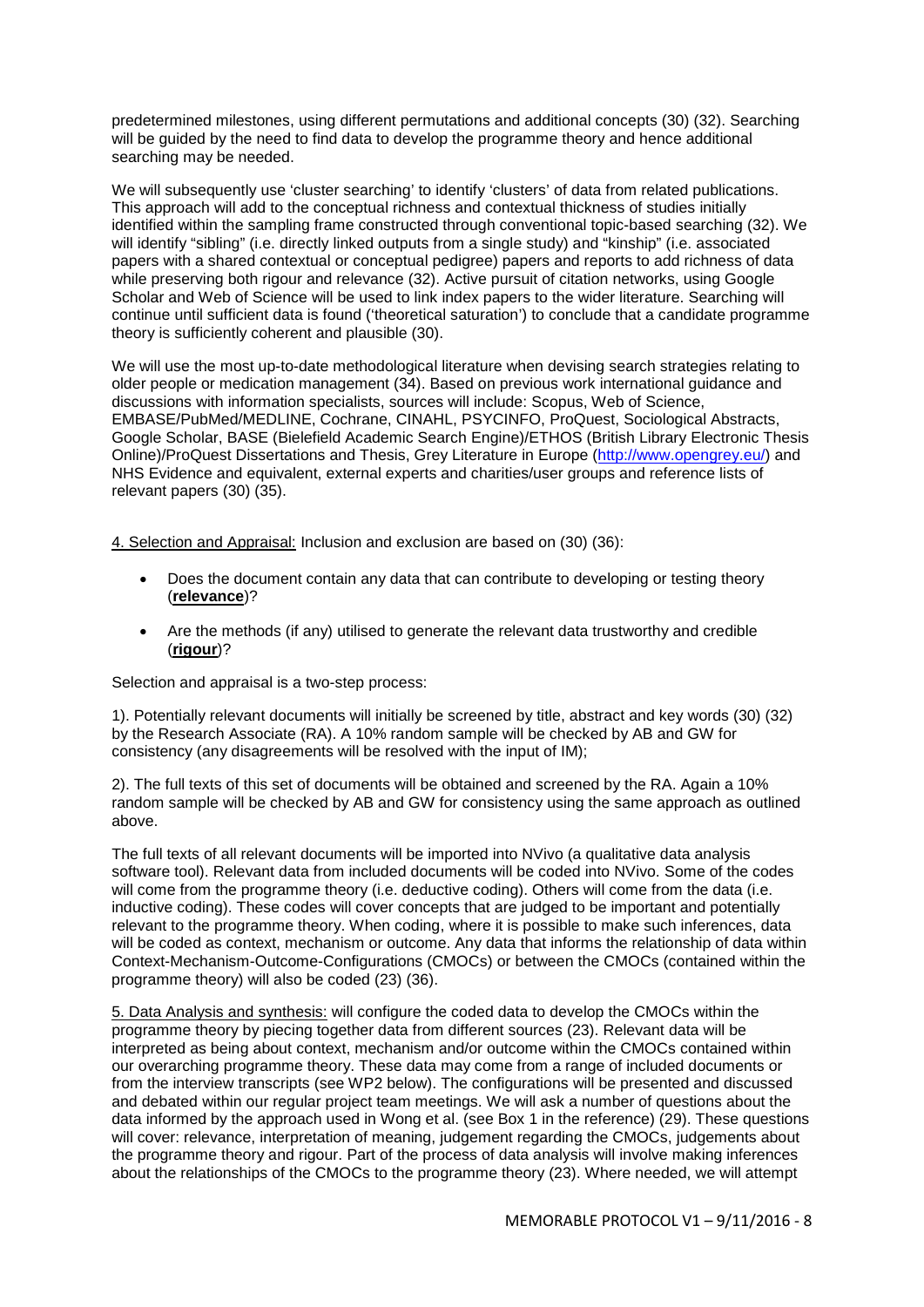predetermined milestones, using different permutations and additional concepts (30) (32). Searching will be guided by the need to find data to develop the programme theory and hence additional searching may be needed.

We will subsequently use 'cluster searching' to identify 'clusters' of data from related publications. This approach will add to the conceptual richness and contextual thickness of studies initially identified within the sampling frame constructed through conventional topic-based searching (32). We will identify "sibling" (i.e. directly linked outputs from a single study) and "kinship" (i.e. associated papers with a shared contextual or conceptual pedigree) papers and reports to add richness of data while preserving both rigour and relevance (32). Active pursuit of citation networks, using Google Scholar and Web of Science will be used to link index papers to the wider literature. Searching will continue until sufficient data is found ('theoretical saturation') to conclude that a candidate programme theory is sufficiently coherent and plausible (30).

We will use the most up-to-date methodological literature when devising search strategies relating to older people or medication management (34). Based on previous work international guidance and discussions with information specialists, sources will include: Scopus, Web of Science, EMBASE/PubMed/MEDLINE, Cochrane, CINAHL, PSYCINFO, ProQuest, Sociological Abstracts, Google Scholar, BASE (Bielefield Academic Search Engine)/ETHOS (British Library Electronic Thesis Online)/ProQuest Dissertations and Thesis, Grey Literature in Europe (http://www.opengrey.eu/) and NHS Evidence and equivalent, external experts and charities/user groups and reference lists of relevant papers (30) (35).

4. Selection and Appraisal: Inclusion and exclusion are based on (30) (36):

- Does the document contain any data that can contribute to developing or testing theory (**relevance**)?
- Are the methods (if any) utilised to generate the relevant data trustworthy and credible (**rigour**)?

Selection and appraisal is a two-step process:

1). Potentially relevant documents will initially be screened by title, abstract and key words (30) (32) by the Research Associate (RA). A 10% random sample will be checked by AB and GW for consistency (any disagreements will be resolved with the input of IM);

2). The full texts of this set of documents will be obtained and screened by the RA. Again a 10% random sample will be checked by AB and GW for consistency using the same approach as outlined above.

The full texts of all relevant documents will be imported into NVivo (a qualitative data analysis software tool). Relevant data from included documents will be coded into NVivo. Some of the codes will come from the programme theory (i.e. deductive coding). Others will come from the data (i.e. inductive coding). These codes will cover concepts that are judged to be important and potentially relevant to the programme theory. When coding, where it is possible to make such inferences, data will be coded as context, mechanism or outcome. Any data that informs the relationship of data within Context-Mechanism-Outcome-Configurations (CMOCs) or between the CMOCs (contained within the programme theory) will also be coded (23) (36).

5. Data Analysis and synthesis: will configure the coded data to develop the CMOCs within the programme theory by piecing together data from different sources (23). Relevant data will be interpreted as being about context, mechanism and/or outcome within the CMOCs contained within our overarching programme theory. These data may come from a range of included documents or from the interview transcripts (see WP2 below). The configurations will be presented and discussed and debated within our regular project team meetings. We will ask a number of questions about the data informed by the approach used in Wong et al. (see Box 1 in the reference) (29). These questions will cover: relevance, interpretation of meaning, judgement regarding the CMOCs, judgements about the programme theory and rigour. Part of the process of data analysis will involve making inferences about the relationships of the CMOCs to the programme theory (23). Where needed, we will attempt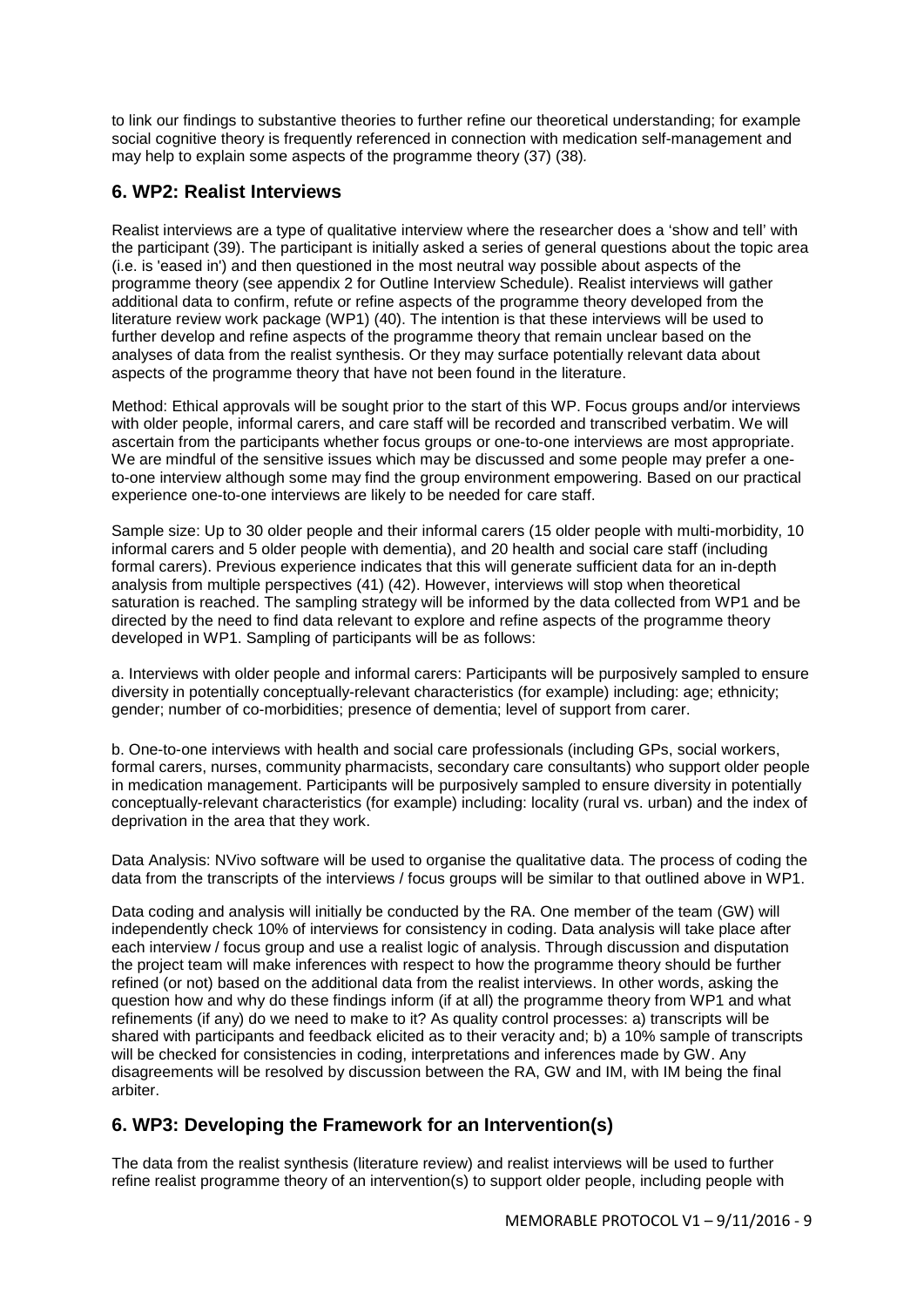to link our findings to substantive theories to further refine our theoretical understanding; for example social cognitive theory is frequently referenced in connection with medication self-management and may help to explain some aspects of the programme theory (37) (38).

## 6. WP2: Realist Interviews

Realist interviews are a type of qualitative interview where the researcher does a 'show and tell' with the participant (39). The participant is initially asked a series of general questions about the topic area (i.e. is 'eased in') and then questioned in the most neutral way possible about aspects of the programme theory (see appendix 2 for Outline Interview Schedule). Realist interviews will gather additional data to confirm, refute or refine aspects of the programme theory developed from the literature review work package (WP1) (40). The intention is that these interviews will be used to further develop and refine aspects of the programme theory that remain unclear based on the analyses of data from the realist synthesis. Or they may surface potentially relevant data about aspects of the programme theory that have not been found in the literature.

Method: Ethical approvals will be sought prior to the start of this WP. Focus groups and/or interviews with older people, informal carers, and care staff will be recorded and transcribed verbatim. We will ascertain from the participants whether focus groups or one-to-one interviews are most appropriate. We are mindful of the sensitive issues which may be discussed and some people may prefer a one-to-one interview although some may find the group environment empowering. Based on our practical experience one-to-one interviews are likely to be needed for care staff.

Sample size: Up to 30 older people and their informal carers (15 older people with multi-morbidity, 10 informal carers and 5 older people with dementia), and 20 health and social care staff (including formal carers). Previous experience indicates that this will generate sufficient data for an in-depth analysis from multiple perspectives (41) (42). However, interviews will stop when theoretical saturation is reached. The sampling strategy will be informed by the data collected from WP1 and be directed by the need to find data relevant to explore and refine aspects of the programme theory developed in WP1. Sampling of participants will be as follows:

a. Interviews with older people and informal carers: Participants will be purposively sampled to ensure diversity in potentially conceptually-relevant characteristics (for example) including: age; ethnicity; gender; number of co-morbidities; presence of dementia; level of support from carer.

b. One-to-one interviews with health and social care professionals (including GPs, social workers, formal carers, nurses, community pharmacists, secondary care consultants) who support older people in medication management. Participants will be purposively sampled to ensure diversity in potentially conceptually-relevant characteristics (for example) including: locality (rural vs. urban) and the index of deprivation in the area that they work.

Data Analysis: NVivo software will be used to organise the qualitative data. The process of coding the data from the transcripts of the interviews / focus groups will be similar to that outlined above in WP1.

Data coding and analysis will initially be conducted by the RA. One member of the team (GW) will independently check 10% of interviews for consistency in coding. Data analysis will take place after each interview / focus group and use a realist logic of analysis. Through discussion and disputation the project team will make inferences with respect to how the programme theory should be further refined (or not) based on the additional data from the realist interviews. In other words, asking the question how and why do these findings inform (if at all) the programme theory from WP1 and what refinements (if any) do we need to make to it? As quality control processes: a) transcripts will be shared with participants and feedback elicited as to their veracity and; b) a 10% sample of transcripts will be checked for consistencies in coding, interpretations and inferences made by GW. Any disagreements will be resolved by discussion between the RA, GW and IM, with IM being the final arbiter.

## 6. WP3: Developing the Framework for an Intervention(s)

The data from the realist synthesis (literature review) and realist interviews will be used to further refine realist programme theory of an intervention(s) to support older people, including people with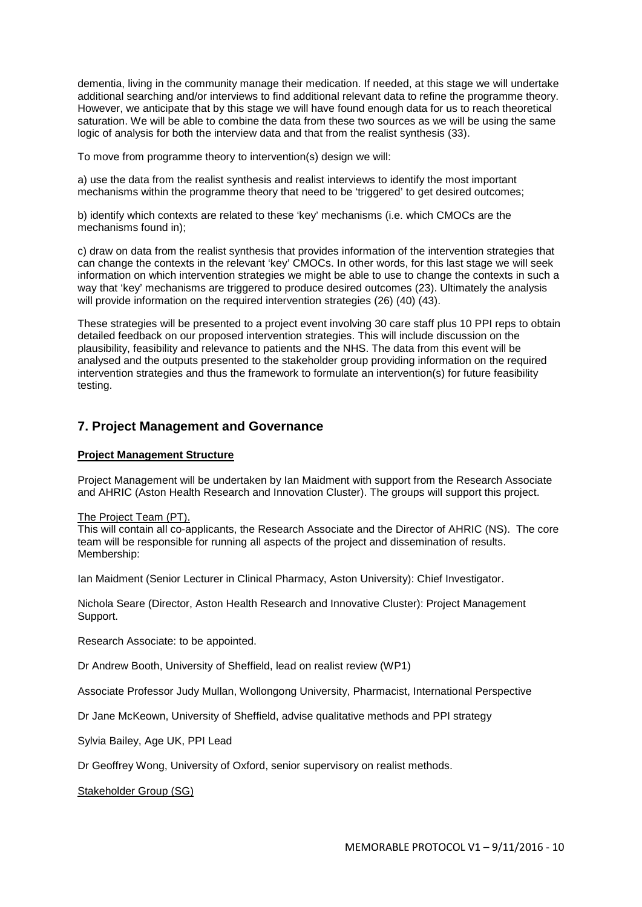dementia, living in the community manage their medication. If needed, at this stage we will undertake additional searching and/or interviews to find additional relevant data to refine the programme theory. However, we anticipate that by this stage we will have found enough data for us to reach theoretical saturation. We will be able to combine the data from these two sources as we will be using the same logic of analysis for both the interview data and that from the realist synthesis (33).

To move from programme theory to intervention(s) design we will:

a) use the data from the realist synthesis and realist interviews to identify the most important mechanisms within the programme theory that need to be 'triggered' to get desired outcomes;

b) identify which contexts are related to these 'key' mechanisms (i.e. which CMOCs are the mechanisms found in);

c) draw on data from the realist synthesis that provides information of the intervention strategies that can change the contexts in the relevant 'key' CMOCs. In other words, for this last stage we will seek information on which intervention strategies we might be able to use to change the contexts in such a way that 'key' mechanisms are triggered to produce desired outcomes (23). Ultimately the analysis will provide information on the required intervention strategies (26) (40) (43).

These strategies will be presented to a project event involving 30 care staff plus 10 PPI reps to obtain detailed feedback on our proposed intervention strategies. This will include discussion on the plausibility, feasibility and relevance to patients and the NHS. The data from this event will be analysed and the outputs presented to the stakeholder group providing information on the required intervention strategies and thus the framework to formulate an intervention(s) for future feasibility testing.

## 7. Project Management and Governance

**Project Management Structure**

Project Management will be undertaken by Ian Maidment with support from the Research Associate and AHRIC (Aston Health Research and Innovation Cluster). The groups will support this project.

The Project Team (PT).

This will contain all co-applicants, the Research Associate and the Director of AHRIC (NS). The core team will be responsible for running all aspects of the project and dissemination of results. Membership:

Ian Maidment (Senior Lecturer in Clinical Pharmacy, Aston University): Chief Investigator.

Nichola Seare (Director, Aston Health Research and Innovative Cluster): Project Management Support.

Research Associate: to be appointed.

Dr Andrew Booth, University of Sheffield, lead on realist review (WP1)

Associate Professor Judy Mullan, Wollongong University, Pharmacist, International Perspective

Dr Jane McKeown, University of Sheffield, advise qualitative methods and PPI strategy

Sylvia Bailey, Age UK, PPI Lead

Dr Geoffrey Wong, University of Oxford, senior supervisory on realist methods.

Stakeholder Group (SG)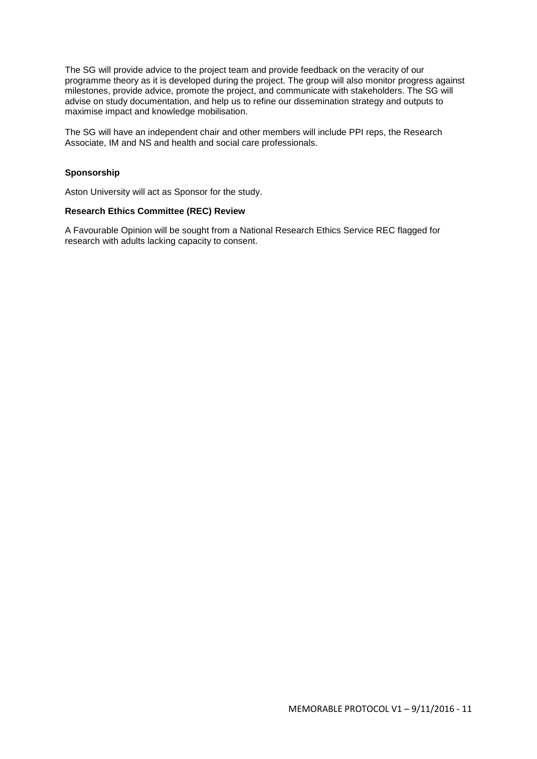The SG will provide advice to the project team and provide feedback on the veracity of our programme theory as it is developed during the project. The group will also monitor progress against milestones, provide advice, promote the project, and communicate with stakeholders. The SG will advise on study documentation, and help us to refine our dissemination strategy and outputs to maximise impact and knowledge mobilisation.

The SG will have an independent chair and other members will include PPI reps, the Research Associate, IM and NS and health and social care professionals.

**Sponsorship**

Aston University will act as Sponsor for the study.

**Research Ethics Committee (REC) Review**

A Favourable Opinion will be sought from a National Research Ethics Service REC flagged for research with adults lacking capacity to consent.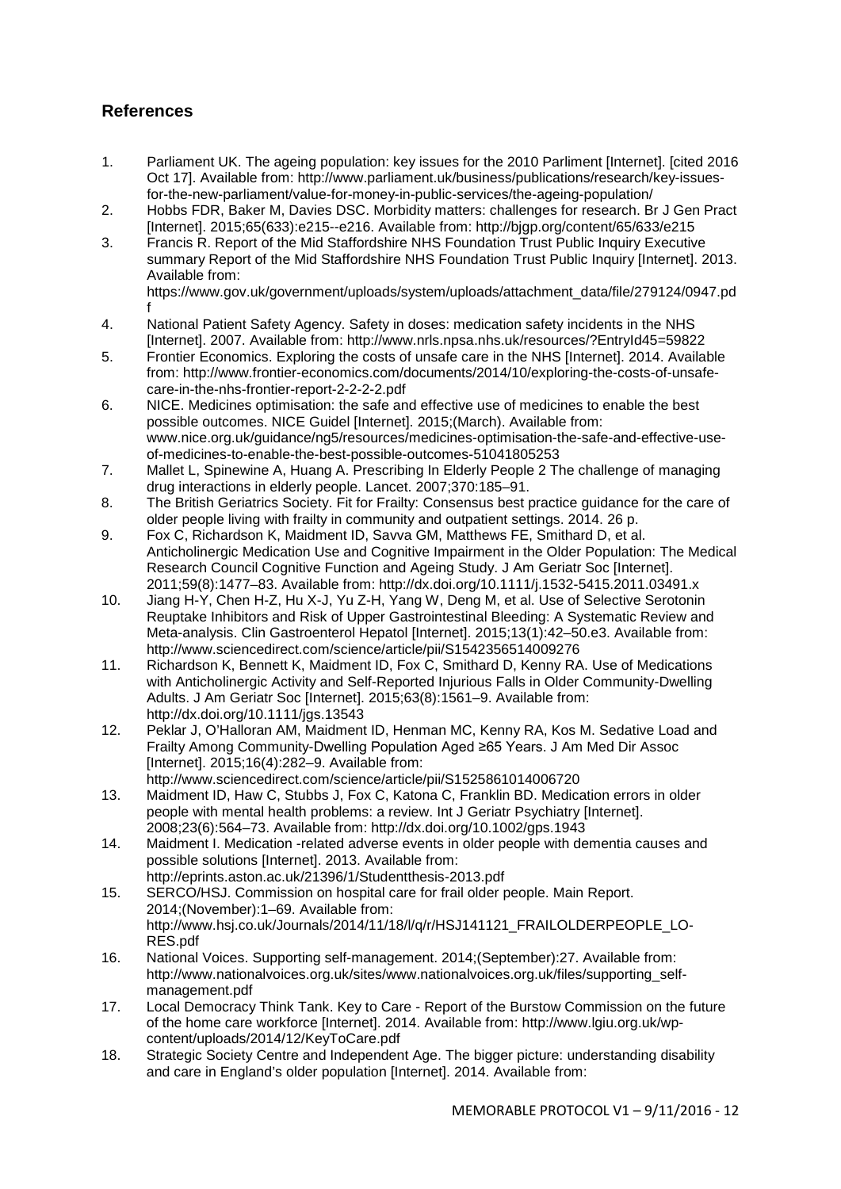## References

1. Parliament UK. The ageing population: key issues for the 2010 Parliment [Internet]. [cited 2016 Oct 17]. Available from: http://www.parliament.uk/business/publications/research/key-issues-for-the-new-parliament/value-for-money-in-public-services/the-ageing-population/
2. Hobbs FDR, Baker M, Davies DSC. Morbidity matters: challenges for research. Br J Gen Pract [Internet]. 2015;65(633):e215--e216. Available from: http://bjgp.org/content/65/633/e215
3. Francis R. Report of the Mid Staffordshire NHS Foundation Trust Public Inquiry Executive summary Report of the Mid Staffordshire NHS Foundation Trust Public Inquiry [Internet]. 2013. Available from: https://www.gov.uk/government/uploads/system/uploads/attachment_data/file/279124/0947.pdf
4. National Patient Safety Agency. Safety in doses: medication safety incidents in the NHS [Internet]. 2007. Available from: http://www.nrls.npsa.nhs.uk/resources/?EntryId45=59822
5. Frontier Economics. Exploring the costs of unsafe care in the NHS [Internet]. 2014. Available from: http://www.frontier-economics.com/documents/2014/10/exploring-the-costs-of-unsafe-care-in-the-nhs-frontier-report-2-2-2-2.pdf
6. NICE. Medicines optimisation: the safe and effective use of medicines to enable the best possible outcomes. NICE Guidel [Internet]. 2015;(March). Available from: www.nice.org.uk/guidance/ng5/resources/medicines-optimisation-the-safe-and-effective-use-of-medicines-to-enable-the-best-possible-outcomes-51041805253
7. Mallet L, Spinewine A, Huang A. Prescribing In Elderly People 2 The challenge of managing drug interactions in elderly people. Lancet. 2007;370:185–91.
8. The British Geriatrics Society. Fit for Frailty: Consensus best practice guidance for the care of older people living with frailty in community and outpatient settings. 2014. 26 p.
9. Fox C, Richardson K, Maidment ID, Savva GM, Matthews FE, Smithard D, et al. Anticholinergic Medication Use and Cognitive Impairment in the Older Population: The Medical Research Council Cognitive Function and Ageing Study. J Am Geriatr Soc [Internet]. 2011;59(8):1477–83. Available from: http://dx.doi.org/10.1111/j.1532-5415.2011.03491.x
10. Jiang H-Y, Chen H-Z, Hu X-J, Yu Z-H, Yang W, Deng M, et al. Use of Selective Serotonin Reuptake Inhibitors and Risk of Upper Gastrointestinal Bleeding: A Systematic Review and Meta-analysis. Clin Gastroenterol Hepatol [Internet]. 2015;13(1):42–50.e3. Available from: http://www.sciencedirect.com/science/article/pii/S1542356514009276
11. Richardson K, Bennett K, Maidment ID, Fox C, Smithard D, Kenny RA. Use of Medications with Anticholinergic Activity and Self-Reported Injurious Falls in Older Community-Dwelling Adults. J Am Geriatr Soc [Internet]. 2015;63(8):1561–9. Available from: http://dx.doi.org/10.1111/jgs.13543
12. Peklar J, O'Halloran AM, Maidment ID, Henman MC, Kenny RA, Kos M. Sedative Load and Frailty Among Community-Dwelling Population Aged ≥65 Years. J Am Med Dir Assoc [Internet]. 2015;16(4):282–9. Available from: http://www.sciencedirect.com/science/article/pii/S1525861014006720
13. Maidment ID, Haw C, Stubbs J, Fox C, Katona C, Franklin BD. Medication errors in older people with mental health problems: a review. Int J Geriatr Psychiatry [Internet]. 2008;23(6):564–73. Available from: http://dx.doi.org/10.1002/gps.1943
14. Maidment I. Medication -related adverse events in older people with dementia causes and possible solutions [Internet]. 2013. Available from: http://eprints.aston.ac.uk/21396/1/Studentthesis-2013.pdf
15. SERCO/HSJ. Commission on hospital care for frail older people. Main Report. 2014;(November):1–69. Available from: http://www.hsj.co.uk/Journals/2014/11/18/l/q/r/HSJ141121_FRAILOLDERPEOPLE_LO-RES.pdf
16. National Voices. Supporting self-management. 2014;(September):27. Available from: http://www.nationalvoices.org.uk/sites/www.nationalvoices.org.uk/files/supporting_self-management.pdf
17. Local Democracy Think Tank. Key to Care - Report of the Burstow Commission on the future of the home care workforce [Internet]. 2014. Available from: http://www.lgiu.org.uk/wp-content/uploads/2014/12/KeyToCare.pdf
18. Strategic Society Centre and Independent Age. The bigger picture: understanding disability and care in England's older population [Internet]. 2014. Available from: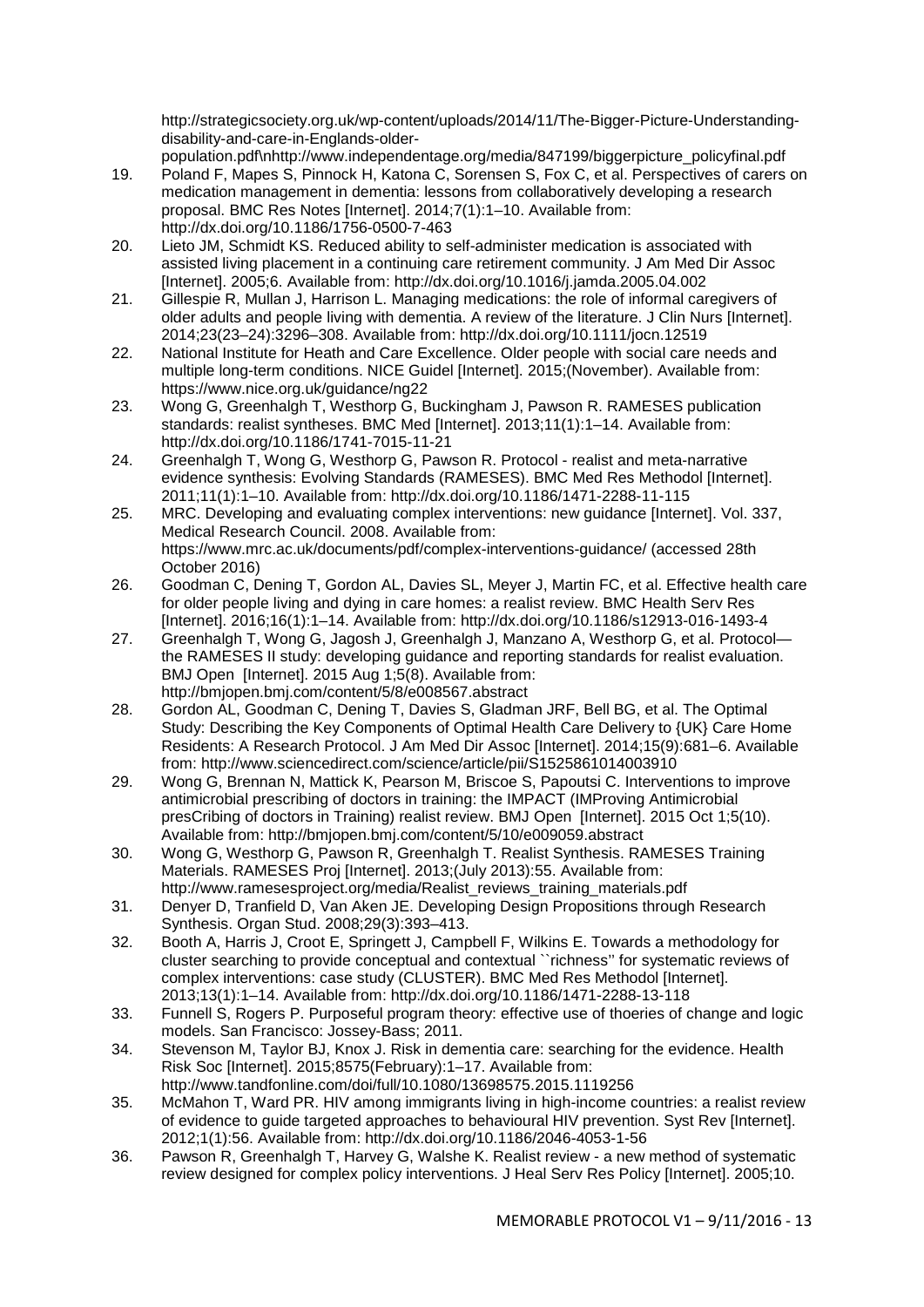http://strategicsociety.org.uk/wp-content/uploads/2014/11/The-Bigger-Picture-Understanding-disability-and-care-in-Englands-older-population.pdf\nhttp://www.independentage.org/media/847199/biggerpicture_policyfinal.pdf

19. Poland F, Mapes S, Pinnock H, Katona C, Sorensen S, Fox C, et al. Perspectives of carers on medication management in dementia: lessons from collaboratively developing a research proposal. BMC Res Notes [Internet]. 2014;7(1):1–10. Available from: http://dx.doi.org/10.1186/1756-0500-7-463
20. Lieto JM, Schmidt KS. Reduced ability to self-administer medication is associated with assisted living placement in a continuing care retirement community. J Am Med Dir Assoc [Internet]. 2005;6. Available from: http://dx.doi.org/10.1016/j.jamda.2005.04.002
21. Gillespie R, Mullan J, Harrison L. Managing medications: the role of informal caregivers of older adults and people living with dementia. A review of the literature. J Clin Nurs [Internet]. 2014;23(23–24):3296–308. Available from: http://dx.doi.org/10.1111/jocn.12519
22. National Institute for Heath and Care Excellence. Older people with social care needs and multiple long-term conditions. NICE Guidel [Internet]. 2015;(November). Available from: https://www.nice.org.uk/guidance/ng22
23. Wong G, Greenhalgh T, Westhorp G, Buckingham J, Pawson R. RAMESES publication standards: realist syntheses. BMC Med [Internet]. 2013;11(1):1–14. Available from: http://dx.doi.org/10.1186/1741-7015-11-21
24. Greenhalgh T, Wong G, Westhorp G, Pawson R. Protocol - realist and meta-narrative evidence synthesis: Evolving Standards (RAMESES). BMC Med Res Methodol [Internet]. 2011;11(1):1–10. Available from: http://dx.doi.org/10.1186/1471-2288-11-115
25. MRC. Developing and evaluating complex interventions: new guidance [Internet]. Vol. 337, Medical Research Council. 2008. Available from: https://www.mrc.ac.uk/documents/pdf/complex-interventions-guidance/ (accessed 28th October 2016)
26. Goodman C, Dening T, Gordon AL, Davies SL, Meyer J, Martin FC, et al. Effective health care for older people living and dying in care homes: a realist review. BMC Health Serv Res [Internet]. 2016;16(1):1–14. Available from: http://dx.doi.org/10.1186/s12913-016-1493-4
27. Greenhalgh T, Wong G, Jagosh J, Greenhalgh J, Manzano A, Westhorp G, et al. Protocol—the RAMESES II study: developing guidance and reporting standards for realist evaluation. BMJ Open [Internet]. 2015 Aug 1;5(8). Available from: http://bmjopen.bmj.com/content/5/8/e008567.abstract
28. Gordon AL, Goodman C, Dening T, Davies S, Gladman JRF, Bell BG, et al. The Optimal Study: Describing the Key Components of Optimal Health Care Delivery to {UK} Care Home Residents: A Research Protocol. J Am Med Dir Assoc [Internet]. 2014;15(9):681–6. Available from: http://www.sciencedirect.com/science/article/pii/S1525861014003910
29. Wong G, Brennan N, Mattick K, Pearson M, Briscoe S, Papoutsi C. Interventions to improve antimicrobial prescribing of doctors in training: the IMPACT (IMProving Antimicrobial presCribing of doctors in Training) realist review. BMJ Open [Internet]. 2015 Oct 1;5(10). Available from: http://bmjopen.bmj.com/content/5/10/e009059.abstract
30. Wong G, Westhorp G, Pawson R, Greenhalgh T. Realist Synthesis. RAMESES Training Materials. RAMESES Proj [Internet]. 2013;(July 2013):55. Available from: http://www.ramesesproject.org/media/Realist_reviews_training_materials.pdf
31. Denyer D, Tranfield D, Van Aken JE. Developing Design Propositions through Research Synthesis. Organ Stud. 2008;29(3):393–413.
32. Booth A, Harris J, Croot E, Springett J, Campbell F, Wilkins E. Towards a methodology for cluster searching to provide conceptual and contextual ``richness'' for systematic reviews of complex interventions: case study (CLUSTER). BMC Med Res Methodol [Internet]. 2013;13(1):1–14. Available from: http://dx.doi.org/10.1186/1471-2288-13-118
33. Funnell S, Rogers P. Purposeful program theory: effective use of thoeries of change and logic models. San Francisco: Jossey-Bass; 2011.
34. Stevenson M, Taylor BJ, Knox J. Risk in dementia care: searching for the evidence. Health Risk Soc [Internet]. 2015;8575(February):1–17. Available from: http://www.tandfonline.com/doi/full/10.1080/13698575.2015.1119256
35. McMahon T, Ward PR. HIV among immigrants living in high-income countries: a realist review of evidence to guide targeted approaches to behavioural HIV prevention. Syst Rev [Internet]. 2012;1(1):56. Available from: http://dx.doi.org/10.1186/2046-4053-1-56
36. Pawson R, Greenhalgh T, Harvey G, Walshe K. Realist review - a new method of systematic review designed for complex policy interventions. J Heal Serv Res Policy [Internet]. 2005;10.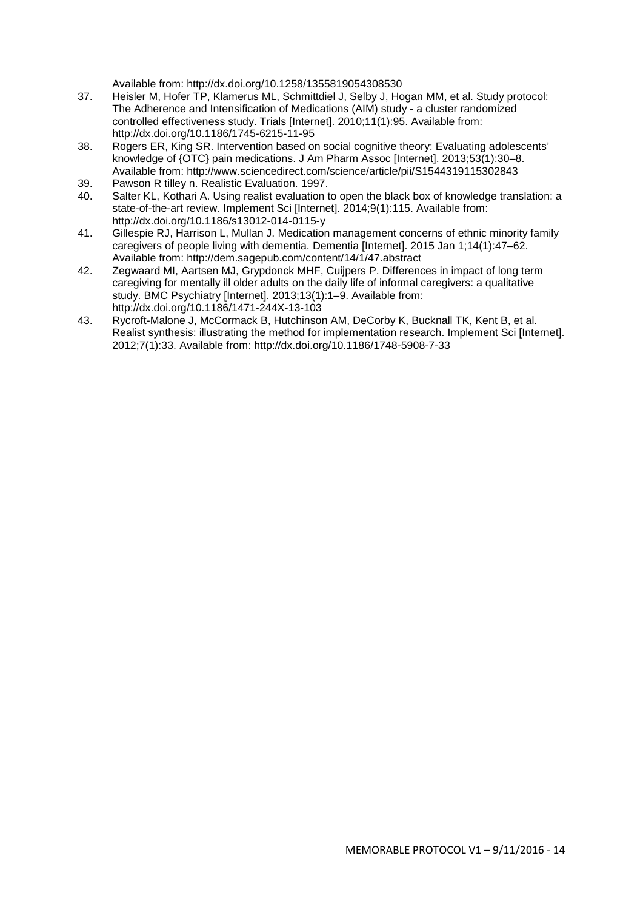Available from: http://dx.doi.org/10.1258/1355819054308530

37. Heisler M, Hofer TP, Klamerus ML, Schmittdiel J, Selby J, Hogan MM, et al. Study protocol: The Adherence and Intensification of Medications (AIM) study - a cluster randomized controlled effectiveness study. Trials [Internet]. 2010;11(1):95. Available from: http://dx.doi.org/10.1186/1745-6215-11-95
38. Rogers ER, King SR. Intervention based on social cognitive theory: Evaluating adolescents' knowledge of {OTC} pain medications. J Am Pharm Assoc [Internet]. 2013;53(1):30–8. Available from: http://www.sciencedirect.com/science/article/pii/S1544319115302843
39. Pawson R tilley n. Realistic Evaluation. 1997.
40. Salter KL, Kothari A. Using realist evaluation to open the black box of knowledge translation: a state-of-the-art review. Implement Sci [Internet]. 2014;9(1):115. Available from: http://dx.doi.org/10.1186/s13012-014-0115-y
41. Gillespie RJ, Harrison L, Mullan J. Medication management concerns of ethnic minority family caregivers of people living with dementia. Dementia [Internet]. 2015 Jan 1;14(1):47–62. Available from: http://dem.sagepub.com/content/14/1/47.abstract
42. Zegwaard MI, Aartsen MJ, Grypdonck MHF, Cuijpers P. Differences in impact of long term caregiving for mentally ill older adults on the daily life of informal caregivers: a qualitative study. BMC Psychiatry [Internet]. 2013;13(1):1–9. Available from: http://dx.doi.org/10.1186/1471-244X-13-103
43. Rycroft-Malone J, McCormack B, Hutchinson AM, DeCorby K, Bucknall TK, Kent B, et al. Realist synthesis: illustrating the method for implementation research. Implement Sci [Internet]. 2012;7(1):33. Available from: http://dx.doi.org/10.1186/1748-5908-7-33